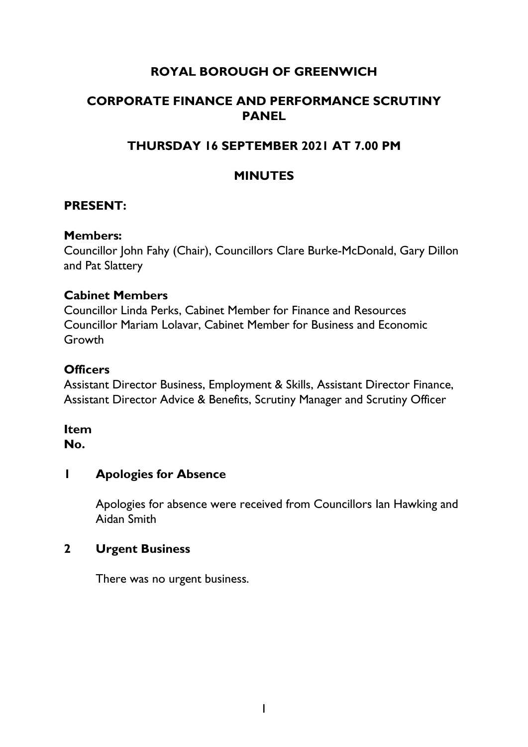# ROYAL BOROUGH OF GREENWICH

## CORPORATE FINANCE AND PERFORMANCE SCRUTINY PANEL

## THURSDAY 16 SEPTEMBER 2021 AT 7.00 PM

## MINUTES

**PRESENT:**

**Members:**
Councillor John Fahy (Chair), Councillors Clare Burke-McDonald, Gary Dillon and Pat Slattery

**Cabinet Members**
Councillor Linda Perks, Cabinet Member for Finance and Resources
Councillor Mariam Lolavar, Cabinet Member for Business and Economic Growth

**Officers**
Assistant Director Business, Employment & Skills, Assistant Director Finance, Assistant Director Advice & Benefits, Scrutiny Manager and Scrutiny Officer

**Item No.**

**1 Apologies for Absence**

Apologies for absence were received from Councillors Ian Hawking and Aidan Smith

**2 Urgent Business**

There was no urgent business.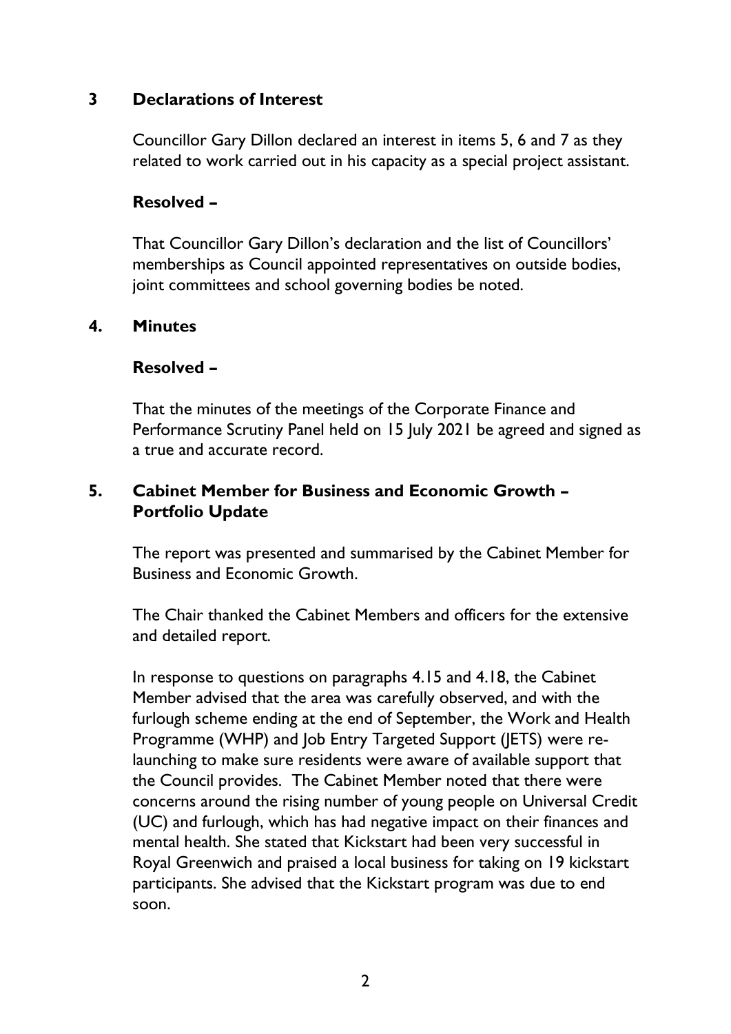## 3 Declarations of Interest

Councillor Gary Dillon declared an interest in items 5, 6 and 7 as they related to work carried out in his capacity as a special project assistant.

**Resolved –**

That Councillor Gary Dillon's declaration and the list of Councillors' memberships as Council appointed representatives on outside bodies, joint committees and school governing bodies be noted.

## 4. Minutes

**Resolved –**

That the minutes of the meetings of the Corporate Finance and Performance Scrutiny Panel held on 15 July 2021 be agreed and signed as a true and accurate record.

## 5. Cabinet Member for Business and Economic Growth – Portfolio Update

The report was presented and summarised by the Cabinet Member for Business and Economic Growth.

The Chair thanked the Cabinet Members and officers for the extensive and detailed report.

In response to questions on paragraphs 4.15 and 4.18, the Cabinet Member advised that the area was carefully observed, and with the furlough scheme ending at the end of September, the Work and Health Programme (WHP) and Job Entry Targeted Support (JETS) were re-launching to make sure residents were aware of available support that the Council provides. The Cabinet Member noted that there were concerns around the rising number of young people on Universal Credit (UC) and furlough, which has had negative impact on their finances and mental health. She stated that Kickstart had been very successful in Royal Greenwich and praised a local business for taking on 19 kickstart participants. She advised that the Kickstart program was due to end soon.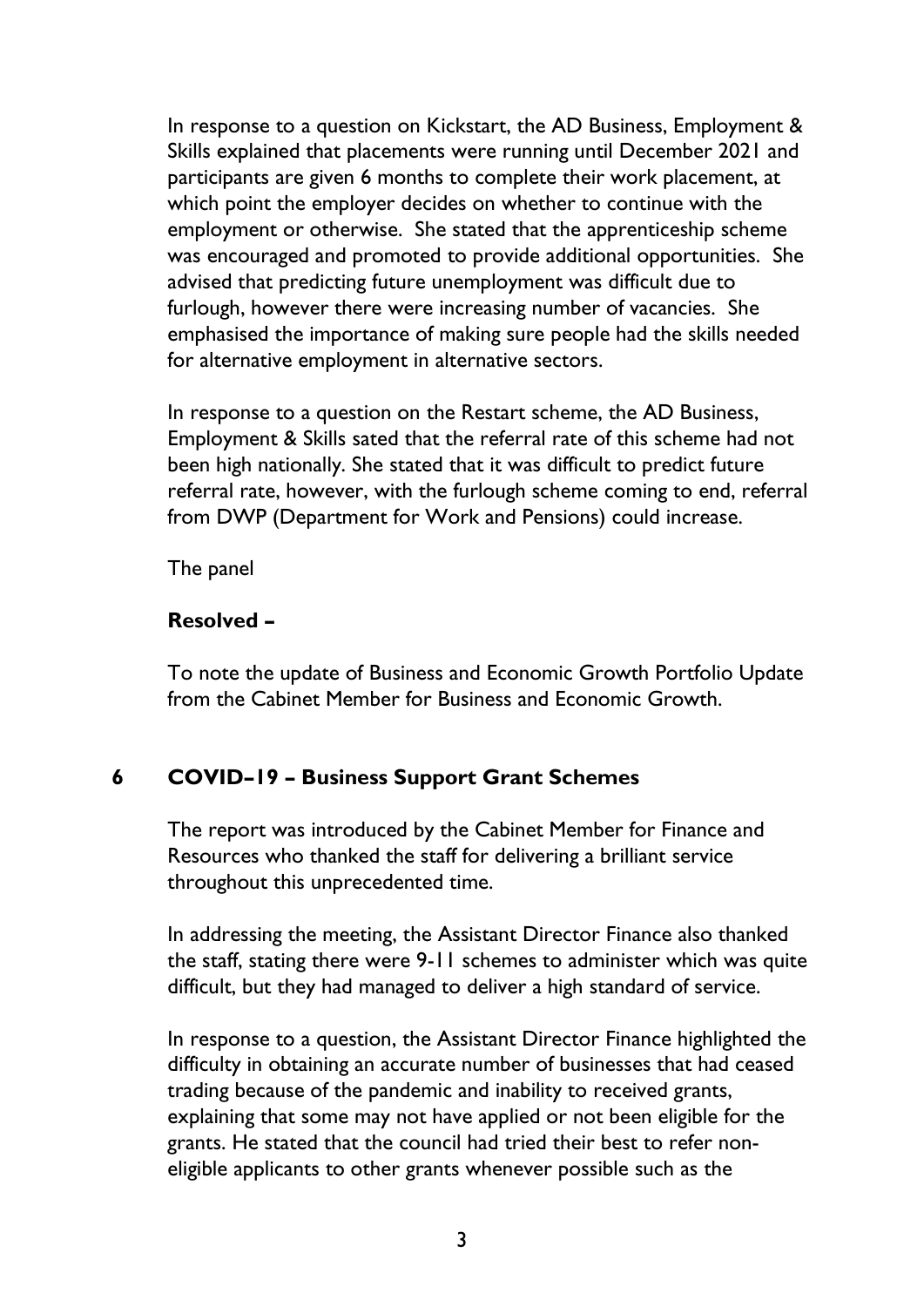In response to a question on Kickstart, the AD Business, Employment & Skills explained that placements were running until December 2021 and participants are given 6 months to complete their work placement, at which point the employer decides on whether to continue with the employment or otherwise. She stated that the apprenticeship scheme was encouraged and promoted to provide additional opportunities. She advised that predicting future unemployment was difficult due to furlough, however there were increasing number of vacancies. She emphasised the importance of making sure people had the skills needed for alternative employment in alternative sectors.

In response to a question on the Restart scheme, the AD Business, Employment & Skills sated that the referral rate of this scheme had not been high nationally. She stated that it was difficult to predict future referral rate, however, with the furlough scheme coming to end, referral from DWP (Department for Work and Pensions) could increase.

The panel

**Resolved –**

To note the update of Business and Economic Growth Portfolio Update from the Cabinet Member for Business and Economic Growth.

## 6 COVID–19 – Business Support Grant Schemes

The report was introduced by the Cabinet Member for Finance and Resources who thanked the staff for delivering a brilliant service throughout this unprecedented time.

In addressing the meeting, the Assistant Director Finance also thanked the staff, stating there were 9-11 schemes to administer which was quite difficult, but they had managed to deliver a high standard of service.

In response to a question, the Assistant Director Finance highlighted the difficulty in obtaining an accurate number of businesses that had ceased trading because of the pandemic and inability to received grants, explaining that some may not have applied or not been eligible for the grants. He stated that the council had tried their best to refer non-eligible applicants to other grants whenever possible such as the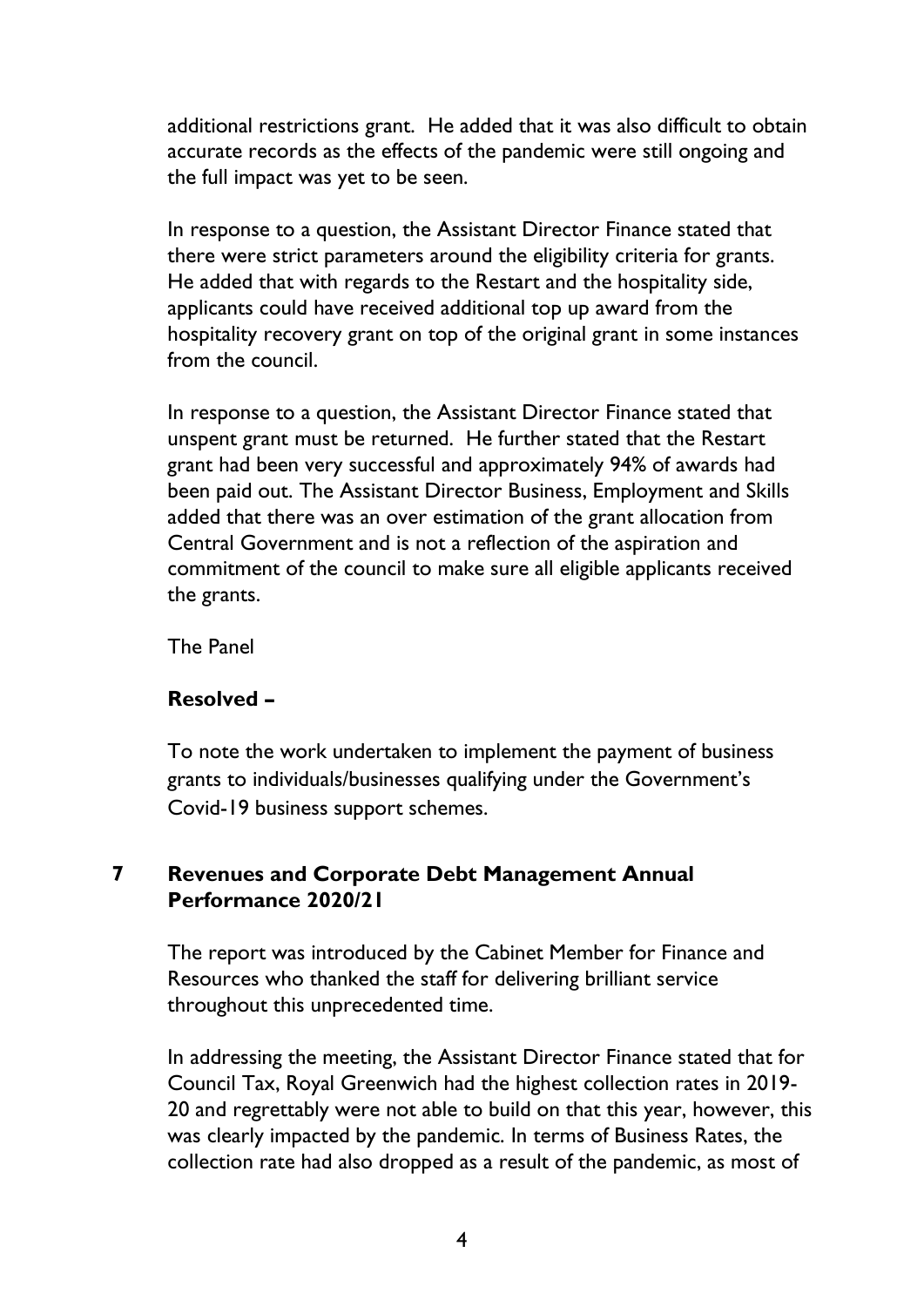additional restrictions grant. He added that it was also difficult to obtain accurate records as the effects of the pandemic were still ongoing and the full impact was yet to be seen.

In response to a question, the Assistant Director Finance stated that there were strict parameters around the eligibility criteria for grants. He added that with regards to the Restart and the hospitality side, applicants could have received additional top up award from the hospitality recovery grant on top of the original grant in some instances from the council.

In response to a question, the Assistant Director Finance stated that unspent grant must be returned. He further stated that the Restart grant had been very successful and approximately 94% of awards had been paid out. The Assistant Director Business, Employment and Skills added that there was an over estimation of the grant allocation from Central Government and is not a reflection of the aspiration and commitment of the council to make sure all eligible applicants received the grants.

The Panel

**Resolved –**

To note the work undertaken to implement the payment of business grants to individuals/businesses qualifying under the Government's Covid-19 business support schemes.

## 7 Revenues and Corporate Debt Management Annual Performance 2020/21

The report was introduced by the Cabinet Member for Finance and Resources who thanked the staff for delivering brilliant service throughout this unprecedented time.

In addressing the meeting, the Assistant Director Finance stated that for Council Tax, Royal Greenwich had the highest collection rates in 2019-20 and regrettably were not able to build on that this year, however, this was clearly impacted by the pandemic. In terms of Business Rates, the collection rate had also dropped as a result of the pandemic, as most of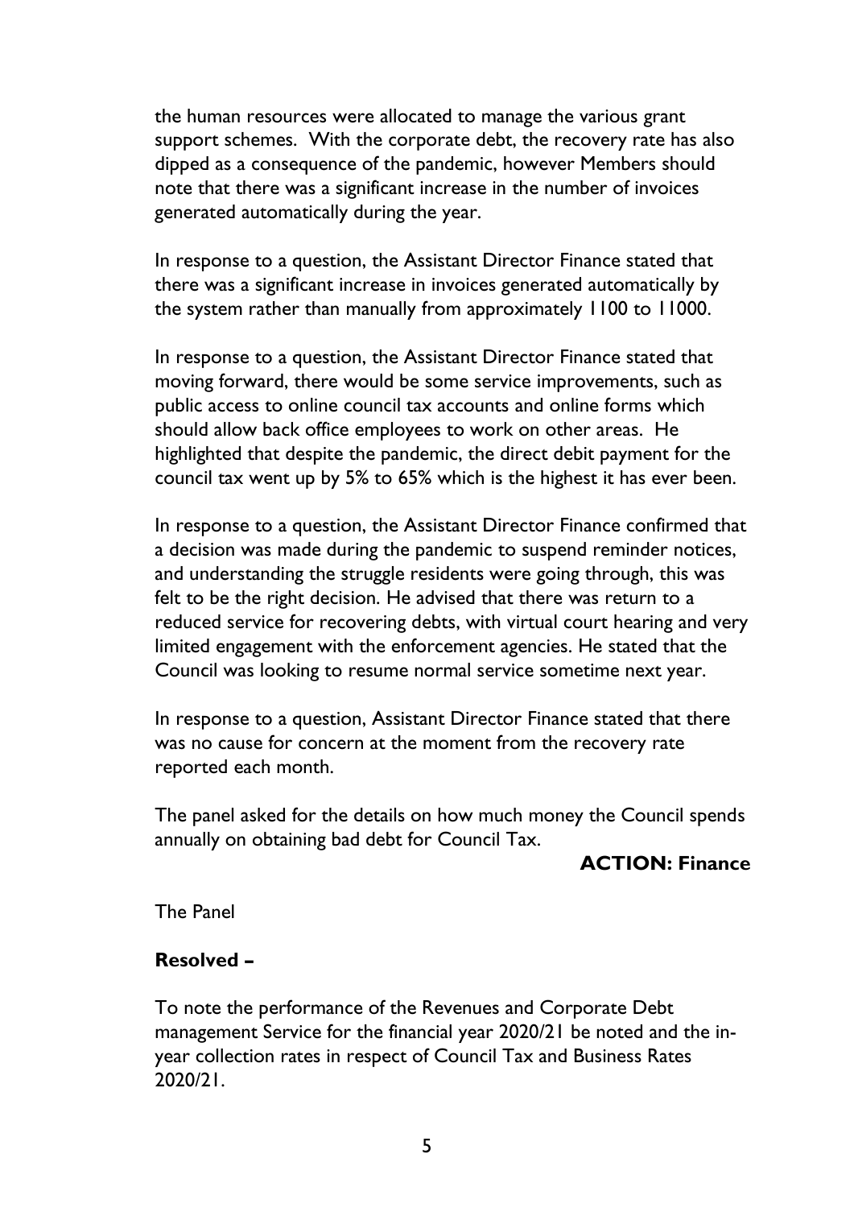the human resources were allocated to manage the various grant support schemes. With the corporate debt, the recovery rate has also dipped as a consequence of the pandemic, however Members should note that there was a significant increase in the number of invoices generated automatically during the year.

In response to a question, the Assistant Director Finance stated that there was a significant increase in invoices generated automatically by the system rather than manually from approximately 1100 to 11000.

In response to a question, the Assistant Director Finance stated that moving forward, there would be some service improvements, such as public access to online council tax accounts and online forms which should allow back office employees to work on other areas. He highlighted that despite the pandemic, the direct debit payment for the council tax went up by 5% to 65% which is the highest it has ever been.

In response to a question, the Assistant Director Finance confirmed that a decision was made during the pandemic to suspend reminder notices, and understanding the struggle residents were going through, this was felt to be the right decision. He advised that there was return to a reduced service for recovering debts, with virtual court hearing and very limited engagement with the enforcement agencies. He stated that the Council was looking to resume normal service sometime next year.

In response to a question, Assistant Director Finance stated that there was no cause for concern at the moment from the recovery rate reported each month.

The panel asked for the details on how much money the Council spends annually on obtaining bad debt for Council Tax.

**ACTION: Finance**

The Panel

**Resolved –**

To note the performance of the Revenues and Corporate Debt management Service for the financial year 2020/21 be noted and the in-year collection rates in respect of Council Tax and Business Rates 2020/21.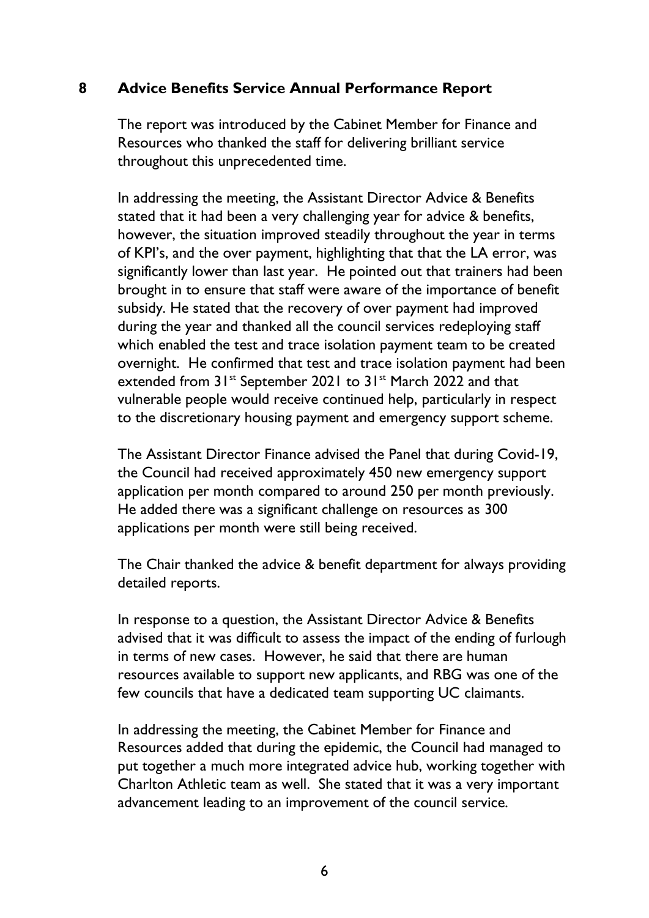## 8 Advice Benefits Service Annual Performance Report

The report was introduced by the Cabinet Member for Finance and Resources who thanked the staff for delivering brilliant service throughout this unprecedented time.

In addressing the meeting, the Assistant Director Advice & Benefits stated that it had been a very challenging year for advice & benefits, however, the situation improved steadily throughout the year in terms of KPI's, and the over payment, highlighting that that the LA error, was significantly lower than last year. He pointed out that trainers had been brought in to ensure that staff were aware of the importance of benefit subsidy. He stated that the recovery of over payment had improved during the year and thanked all the council services redeploying staff which enabled the test and trace isolation payment team to be created overnight. He confirmed that test and trace isolation payment had been extended from 31st September 2021 to 31st March 2022 and that vulnerable people would receive continued help, particularly in respect to the discretionary housing payment and emergency support scheme.

The Assistant Director Finance advised the Panel that during Covid-19, the Council had received approximately 450 new emergency support application per month compared to around 250 per month previously. He added there was a significant challenge on resources as 300 applications per month were still being received.

The Chair thanked the advice & benefit department for always providing detailed reports.

In response to a question, the Assistant Director Advice & Benefits advised that it was difficult to assess the impact of the ending of furlough in terms of new cases. However, he said that there are human resources available to support new applicants, and RBG was one of the few councils that have a dedicated team supporting UC claimants.

In addressing the meeting, the Cabinet Member for Finance and Resources added that during the epidemic, the Council had managed to put together a much more integrated advice hub, working together with Charlton Athletic team as well. She stated that it was a very important advancement leading to an improvement of the council service.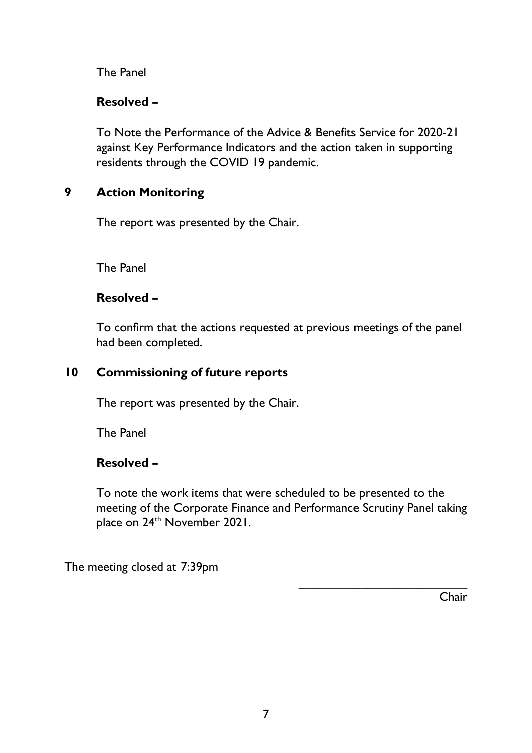The Panel

**Resolved –**

To Note the Performance of the Advice & Benefits Service for 2020-21 against Key Performance Indicators and the action taken in supporting residents through the COVID 19 pandemic.

## 9 Action Monitoring

The report was presented by the Chair.

The Panel

**Resolved –**

To confirm that the actions requested at previous meetings of the panel had been completed.

## 10 Commissioning of future reports

The report was presented by the Chair.

The Panel

**Resolved –**

To note the work items that were scheduled to be presented to the meeting of the Corporate Finance and Performance Scrutiny Panel taking place on 24th November 2021.

The meeting closed at 7:39pm

\_\_\_\_\_\_\_\_\_\_\_\_\_\_\_\_\_\_\_\_\_\_\_\_\_\_\_

Chair